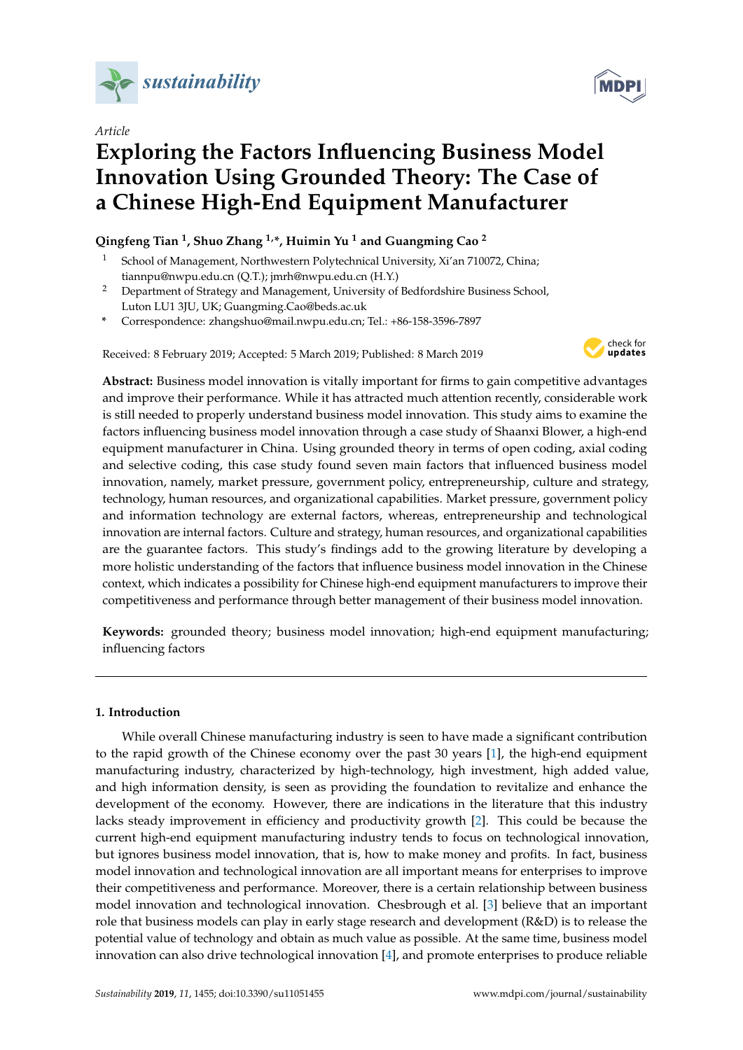*sustainability*

*Article*

# Exploring the Factors Influencing Business Model Innovation Using Grounded Theory: The Case of a Chinese High-End Equipment Manufacturer

**Qingfeng Tian [1], Shuo Zhang [1,*], Huimin Yu [1] and Guangming Cao [2]**

[1] School of Management, Northwestern Polytechnical University, Xi'an 710072, China; tiannpu@nwpu.edu.cn (Q.T.); jmrh@nwpu.edu.cn (H.Y.)

[2] Department of Strategy and Management, University of Bedfordshire Business School, Luton LU1 3JU, UK; Guangming.Cao@beds.ac.uk

\* Correspondence: zhangshuo@mail.nwpu.edu.cn; Tel.: +86-158-3596-7897

Received: 8 February 2019; Accepted: 5 March 2019; Published: 8 March 2019

**Abstract:** Business model innovation is vitally important for firms to gain competitive advantages and improve their performance. While it has attracted much attention recently, considerable work is still needed to properly understand business model innovation. This study aims to examine the factors influencing business model innovation through a case study of Shaanxi Blower, a high-end equipment manufacturer in China. Using grounded theory in terms of open coding, axial coding and selective coding, this case study found seven main factors that influenced business model innovation, namely, market pressure, government policy, entrepreneurship, culture and strategy, technology, human resources, and organizational capabilities. Market pressure, government policy and information technology are external factors, whereas, entrepreneurship and technological innovation are internal factors. Culture and strategy, human resources, and organizational capabilities are the guarantee factors. This study's findings add to the growing literature by developing a more holistic understanding of the factors that influence business model innovation in the Chinese context, which indicates a possibility for Chinese high-end equipment manufacturers to improve their competitiveness and performance through better management of their business model innovation.

**Keywords:** grounded theory; business model innovation; high-end equipment manufacturing; influencing factors

## 1. Introduction

While overall Chinese manufacturing industry is seen to have made a significant contribution to the rapid growth of the Chinese economy over the past 30 years [1], the high-end equipment manufacturing industry, characterized by high-technology, high investment, high added value, and high information density, is seen as providing the foundation to revitalize and enhance the development of the economy. However, there are indications in the literature that this industry lacks steady improvement in efficiency and productivity growth [2]. This could be because the current high-end equipment manufacturing industry tends to focus on technological innovation, but ignores business model innovation, that is, how to make money and profits. In fact, business model innovation and technological innovation are all important means for enterprises to improve their competitiveness and performance. Moreover, there is a certain relationship between business model innovation and technological innovation. Chesbrough et al. [3] believe that an important role that business models can play in early stage research and development (R&D) is to release the potential value of technology and obtain as much value as possible. At the same time, business model innovation can also drive technological innovation [4], and promote enterprises to produce reliable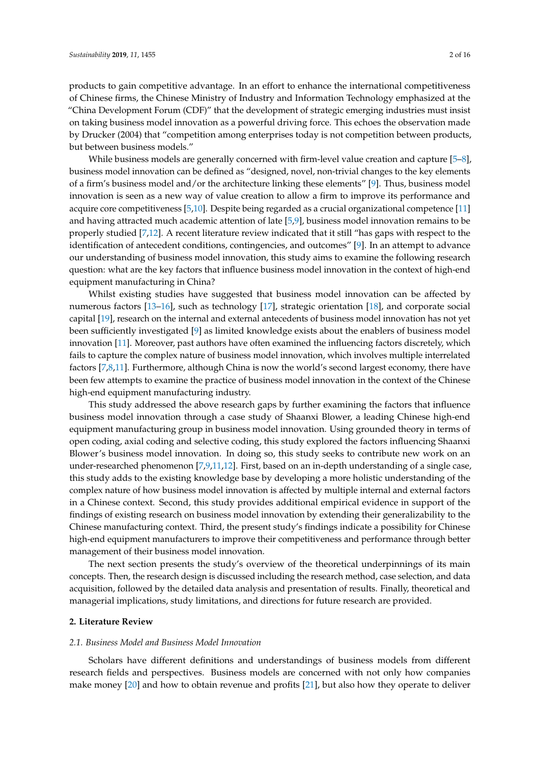products to gain competitive advantage. In an effort to enhance the international competitiveness of Chinese firms, the Chinese Ministry of Industry and Information Technology emphasized at the "China Development Forum (CDF)" that the development of strategic emerging industries must insist on taking business model innovation as a powerful driving force. This echoes the observation made by Drucker (2004) that "competition among enterprises today is not competition between products, but between business models."

While business models are generally concerned with firm-level value creation and capture [5–8], business model innovation can be defined as "designed, novel, non-trivial changes to the key elements of a firm's business model and/or the architecture linking these elements" [9]. Thus, business model innovation is seen as a new way of value creation to allow a firm to improve its performance and acquire core competitiveness [5,10]. Despite being regarded as a crucial organizational competence [11] and having attracted much academic attention of late [5,9], business model innovation remains to be properly studied [7,12]. A recent literature review indicated that it still "has gaps with respect to the identification of antecedent conditions, contingencies, and outcomes" [9]. In an attempt to advance our understanding of business model innovation, this study aims to examine the following research question: what are the key factors that influence business model innovation in the context of high-end equipment manufacturing in China?

Whilst existing studies have suggested that business model innovation can be affected by numerous factors [13–16], such as technology [17], strategic orientation [18], and corporate social capital [19], research on the internal and external antecedents of business model innovation has not yet been sufficiently investigated [9] as limited knowledge exists about the enablers of business model innovation [11]. Moreover, past authors have often examined the influencing factors discretely, which fails to capture the complex nature of business model innovation, which involves multiple interrelated factors [7,8,11]. Furthermore, although China is now the world's second largest economy, there have been few attempts to examine the practice of business model innovation in the context of the Chinese high-end equipment manufacturing industry.

This study addressed the above research gaps by further examining the factors that influence business model innovation through a case study of Shaanxi Blower, a leading Chinese high-end equipment manufacturing group in business model innovation. Using grounded theory in terms of open coding, axial coding and selective coding, this study explored the factors influencing Shaanxi Blower's business model innovation. In doing so, this study seeks to contribute new work on an under-researched phenomenon [7,9,11,12]. First, based on an in-depth understanding of a single case, this study adds to the existing knowledge base by developing a more holistic understanding of the complex nature of how business model innovation is affected by multiple internal and external factors in a Chinese context. Second, this study provides additional empirical evidence in support of the findings of existing research on business model innovation by extending their generalizability to the Chinese manufacturing context. Third, the present study's findings indicate a possibility for Chinese high-end equipment manufacturers to improve their competitiveness and performance through better management of their business model innovation.

The next section presents the study's overview of the theoretical underpinnings of its main concepts. Then, the research design is discussed including the research method, case selection, and data acquisition, followed by the detailed data analysis and presentation of results. Finally, theoretical and managerial implications, study limitations, and directions for future research are provided.

## 2. Literature Review

### *2.1. Business Model and Business Model Innovation*

Scholars have different definitions and understandings of business models from different research fields and perspectives. Business models are concerned with not only how companies make money [20] and how to obtain revenue and profits [21], but also how they operate to deliver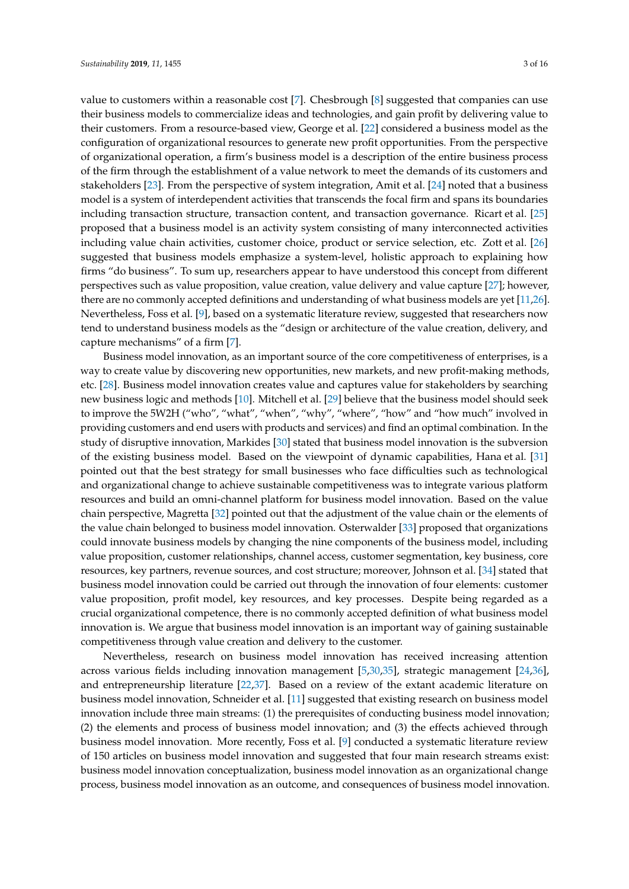value to customers within a reasonable cost [7]. Chesbrough [8] suggested that companies can use their business models to commercialize ideas and technologies, and gain profit by delivering value to their customers. From a resource-based view, George et al. [22] considered a business model as the configuration of organizational resources to generate new profit opportunities. From the perspective of organizational operation, a firm's business model is a description of the entire business process of the firm through the establishment of a value network to meet the demands of its customers and stakeholders [23]. From the perspective of system integration, Amit et al. [24] noted that a business model is a system of interdependent activities that transcends the focal firm and spans its boundaries including transaction structure, transaction content, and transaction governance. Ricart et al. [25] proposed that a business model is an activity system consisting of many interconnected activities including value chain activities, customer choice, product or service selection, etc. Zott et al. [26] suggested that business models emphasize a system-level, holistic approach to explaining how firms "do business". To sum up, researchers appear to have understood this concept from different perspectives such as value proposition, value creation, value delivery and value capture [27]; however, there are no commonly accepted definitions and understanding of what business models are yet [11,26]. Nevertheless, Foss et al. [9], based on a systematic literature review, suggested that researchers now tend to understand business models as the "design or architecture of the value creation, delivery, and capture mechanisms" of a firm [7].

Business model innovation, as an important source of the core competitiveness of enterprises, is a way to create value by discovering new opportunities, new markets, and new profit-making methods, etc. [28]. Business model innovation creates value and captures value for stakeholders by searching new business logic and methods [10]. Mitchell et al. [29] believe that the business model should seek to improve the 5W2H ("who", "what", "when", "why", "where", "how" and "how much" involved in providing customers and end users with products and services) and find an optimal combination. In the study of disruptive innovation, Markides [30] stated that business model innovation is the subversion of the existing business model. Based on the viewpoint of dynamic capabilities, Hana et al. [31] pointed out that the best strategy for small businesses who face difficulties such as technological and organizational change to achieve sustainable competitiveness was to integrate various platform resources and build an omni-channel platform for business model innovation. Based on the value chain perspective, Magretta [32] pointed out that the adjustment of the value chain or the elements of the value chain belonged to business model innovation. Osterwalder [33] proposed that organizations could innovate business models by changing the nine components of the business model, including value proposition, customer relationships, channel access, customer segmentation, key business, core resources, key partners, revenue sources, and cost structure; moreover, Johnson et al. [34] stated that business model innovation could be carried out through the innovation of four elements: customer value proposition, profit model, key resources, and key processes. Despite being regarded as a crucial organizational competence, there is no commonly accepted definition of what business model innovation is. We argue that business model innovation is an important way of gaining sustainable competitiveness through value creation and delivery to the customer.

Nevertheless, research on business model innovation has received increasing attention across various fields including innovation management [5,30,35], strategic management [24,36], and entrepreneurship literature [22,37]. Based on a review of the extant academic literature on business model innovation, Schneider et al. [11] suggested that existing research on business model innovation include three main streams: (1) the prerequisites of conducting business model innovation; (2) the elements and process of business model innovation; and (3) the effects achieved through business model innovation. More recently, Foss et al. [9] conducted a systematic literature review of 150 articles on business model innovation and suggested that four main research streams exist: business model innovation conceptualization, business model innovation as an organizational change process, business model innovation as an outcome, and consequences of business model innovation.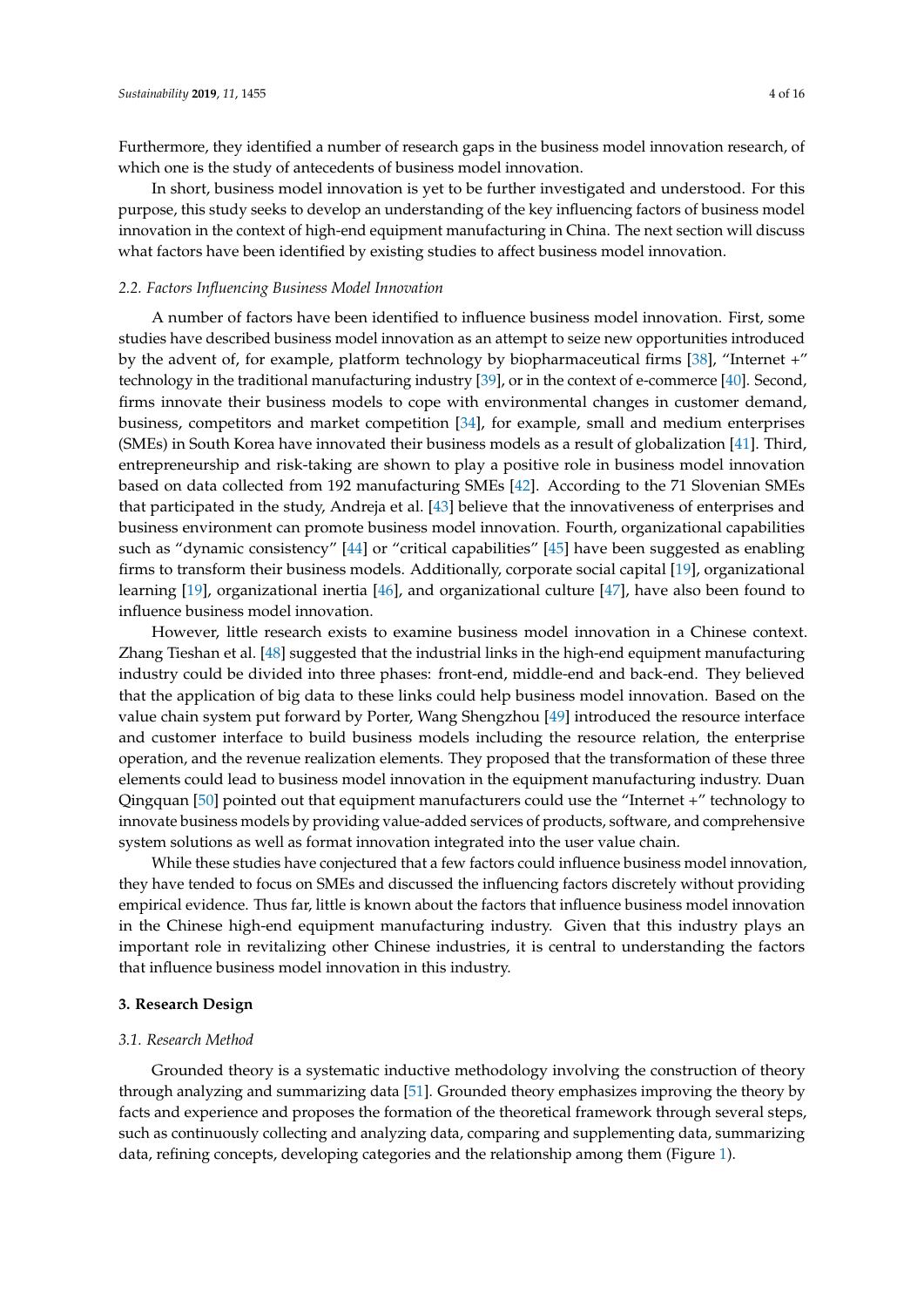Furthermore, they identified a number of research gaps in the business model innovation research, of which one is the study of antecedents of business model innovation.

In short, business model innovation is yet to be further investigated and understood. For this purpose, this study seeks to develop an understanding of the key influencing factors of business model innovation in the context of high-end equipment manufacturing in China. The next section will discuss what factors have been identified by existing studies to affect business model innovation.

### 2.2. Factors Influencing Business Model Innovation

A number of factors have been identified to influence business model innovation. First, some studies have described business model innovation as an attempt to seize new opportunities introduced by the advent of, for example, platform technology by biopharmaceutical firms [38], "Internet +" technology in the traditional manufacturing industry [39], or in the context of e-commerce [40]. Second, firms innovate their business models to cope with environmental changes in customer demand, business, competitors and market competition [34], for example, small and medium enterprises (SMEs) in South Korea have innovated their business models as a result of globalization [41]. Third, entrepreneurship and risk-taking are shown to play a positive role in business model innovation based on data collected from 192 manufacturing SMEs [42]. According to the 71 Slovenian SMEs that participated in the study, Andreja et al. [43] believe that the innovativeness of enterprises and business environment can promote business model innovation. Fourth, organizational capabilities such as "dynamic consistency" [44] or "critical capabilities" [45] have been suggested as enabling firms to transform their business models. Additionally, corporate social capital [19], organizational learning [19], organizational inertia [46], and organizational culture [47], have also been found to influence business model innovation.

However, little research exists to examine business model innovation in a Chinese context. Zhang Tieshan et al. [48] suggested that the industrial links in the high-end equipment manufacturing industry could be divided into three phases: front-end, middle-end and back-end. They believed that the application of big data to these links could help business model innovation. Based on the value chain system put forward by Porter, Wang Shengzhou [49] introduced the resource interface and customer interface to build business models including the resource relation, the enterprise operation, and the revenue realization elements. They proposed that the transformation of these three elements could lead to business model innovation in the equipment manufacturing industry. Duan Qingquan [50] pointed out that equipment manufacturers could use the "Internet +" technology to innovate business models by providing value-added services of products, software, and comprehensive system solutions as well as format innovation integrated into the user value chain.

While these studies have conjectured that a few factors could influence business model innovation, they have tended to focus on SMEs and discussed the influencing factors discretely without providing empirical evidence. Thus far, little is known about the factors that influence business model innovation in the Chinese high-end equipment manufacturing industry. Given that this industry plays an important role in revitalizing other Chinese industries, it is central to understanding the factors that influence business model innovation in this industry.

## 3. Research Design

### 3.1. Research Method

Grounded theory is a systematic inductive methodology involving the construction of theory through analyzing and summarizing data [51]. Grounded theory emphasizes improving the theory by facts and experience and proposes the formation of the theoretical framework through several steps, such as continuously collecting and analyzing data, comparing and supplementing data, summarizing data, refining concepts, developing categories and the relationship among them (Figure 1).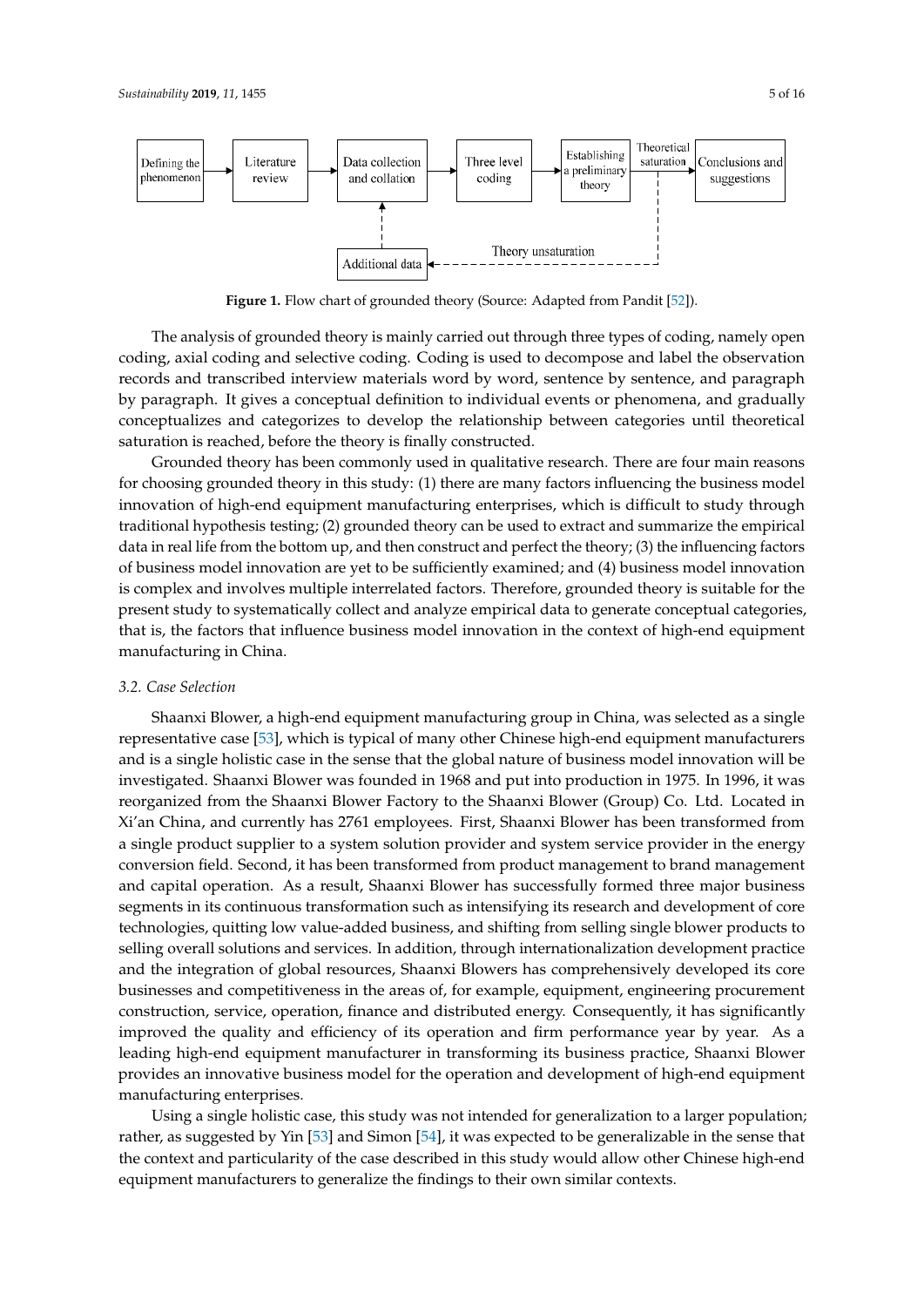Figure 1. Flow chart of grounded theory (Source: Adapted from Pandit [52]).

The analysis of grounded theory is mainly carried out through three types of coding, namely open coding, axial coding and selective coding. Coding is used to decompose and label the observation records and transcribed interview materials word by word, sentence by sentence, and paragraph by paragraph. It gives a conceptual definition to individual events or phenomena, and gradually conceptualizes and categorizes the relationship between categories until theoretical saturation is reached, before the theory is finally constructed.

Grounded theory has been commonly used in qualitative research. There are four main reasons for choosing grounded theory in this study: (1) there are many factors influencing the business model innovation of high-end equipment manufacturing enterprises, which is difficult to study through traditional hypothesis testing; (2) grounded theory can be used to extract and summarize the empirical data in real life from the bottom up, and then construct and perfect the theory; (3) the influencing factors of business model innovation are yet to be sufficiently examined; and (4) business model innovation is complex and involves multiple interrelated factors. Therefore, grounded theory is suitable for the present study to systematically collect and analyze empirical data to generate conceptual categories, that is, the factors that influence business model innovation in the context of high-end equipment manufacturing in China.

### *3.2. Case Selection*

Shaanxi Blower, a high-end equipment manufacturing group in China, was selected as a single representative case [53], which is typical of many other Chinese high-end equipment manufacturers and is a single holistic case in the sense that the global nature of business model innovation will be investigated. Shaanxi Blower was founded in 1968 and put into production in 1975. In 1996, it was reorganized from the Shaanxi Blower Factory to the Shaanxi Blower (Group) Co. Ltd. Located in Xi'an China, and currently has 2761 employees. First, Shaanxi Blower has been transformed from a single product supplier to a system solution provider and system service provider in the energy conversion field. Second, it has been transformed from product management to brand management and capital operation. As a result, Shaanxi Blower has successfully formed three major business segments in its continuous transformation such as intensifying its research and development of core technologies, quitting low value-added business, and shifting from selling single blower products to selling overall solutions and services. In addition, through internationalization development practice and the integration of global resources, Shaanxi Blowers has comprehensively developed its core businesses and competitiveness in the areas of, for example, equipment, engineering procurement construction, service, operation, finance and distributed energy. Consequently, it has significantly improved the quality and efficiency of its operation and firm performance year by year. As a leading high-end equipment manufacturer in transforming its business practice, Shaanxi Blower provides an innovative business model for the operation and development of high-end equipment manufacturing enterprises.

Using a single holistic case, this study was not intended for generalization to a larger population; rather, as suggested by Yin [53] and Simon [54], it was expected to be generalizable in the sense that the context and particularity of the case described in this study would allow other Chinese high-end equipment manufacturers to generalize the findings to their own similar contexts.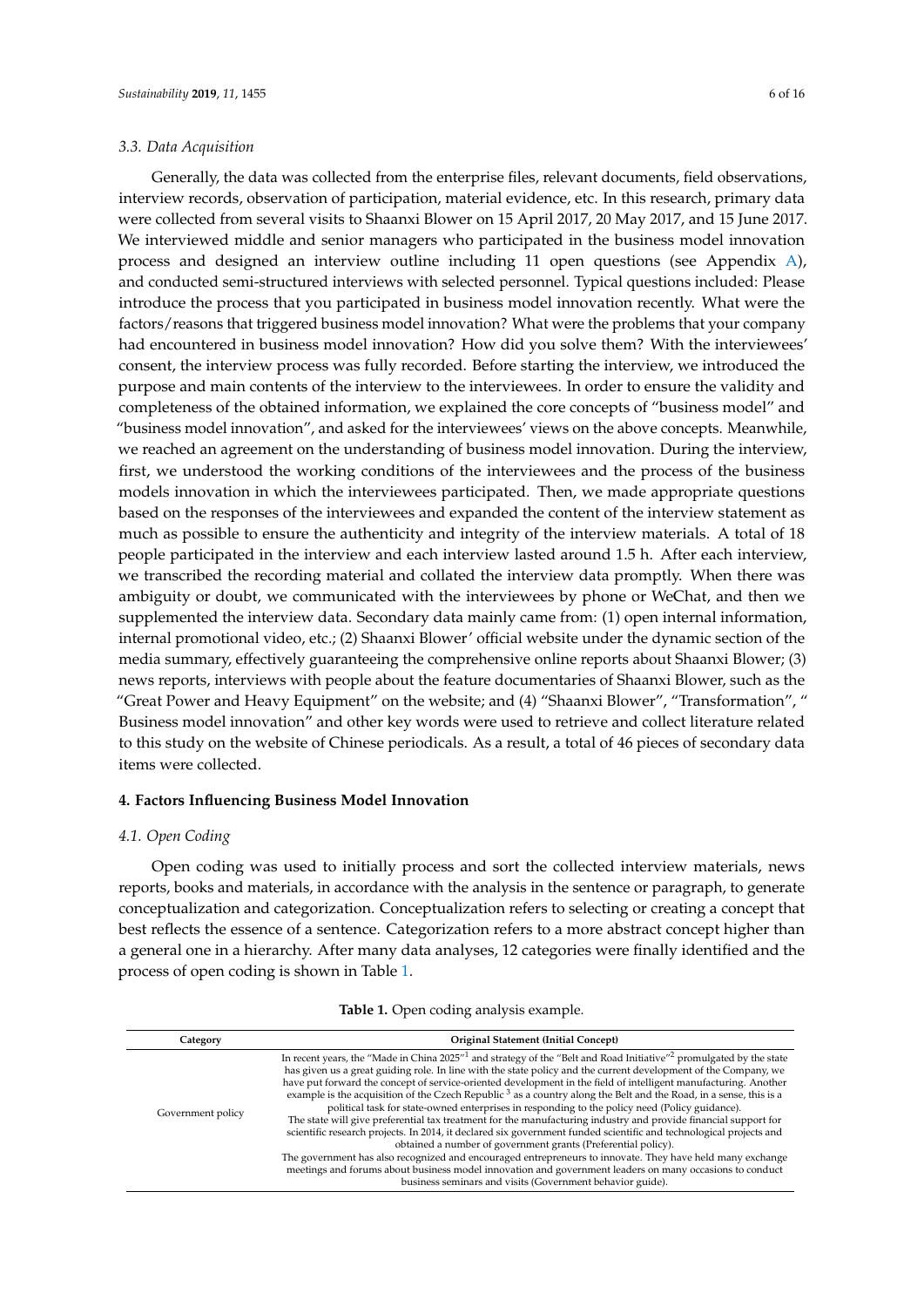### 3.3. Data Acquisition

Generally, the data was collected from the enterprise files, relevant documents, field observations, interview records, observation of participation, material evidence, etc. In this research, primary data were collected from several visits to Shaanxi Blower on 15 April 2017, 20 May 2017, and 15 June 2017. We interviewed middle and senior managers who participated in the business model innovation process and designed an interview outline including 11 open questions (see Appendix A), and conducted semi-structured interviews with selected personnel. Typical questions included: Please introduce the process that you participated in business model innovation recently. What were the factors/reasons that triggered business model innovation? What were the problems that your company had encountered in business model innovation? How did you solve them? With the interviewees' consent, the interview process was fully recorded. Before starting the interview, we introduced the purpose and main contents of the interview to the interviewees. In order to ensure the validity and completeness of the obtained information, we explained the core concepts of "business model" and "business model innovation", and asked for the interviewees' views on the above concepts. Meanwhile, we reached an agreement on the understanding of business model innovation. During the interview, first, we understood the working conditions of the interviewees and the process of the business models innovation in which the interviewees participated. Then, we made appropriate questions based on the responses of the interviewees and expanded the content of the interview statement as much as possible to ensure the authenticity and integrity of the interview materials. A total of 18 people participated in the interview and each interview lasted around 1.5 h. After each interview, we transcribed the recording material and collated the interview data promptly. When there was ambiguity or doubt, we communicated with the interviewees by phone or WeChat, and then we supplemented the interview data. Secondary data mainly came from: (1) open internal information, internal promotional video, etc.; (2) Shaanxi Blower' official website under the dynamic section of the media summary, effectively guaranteeing the comprehensive online reports about Shaanxi Blower; (3) news reports, interviews with people about the feature documentaries of Shaanxi Blower, such as the "Great Power and Heavy Equipment" on the website; and (4) "Shaanxi Blower", "Transformation", " Business model innovation" and other key words were used to retrieve and collect literature related to this study on the website of Chinese periodicals. As a result, a total of 46 pieces of secondary data items were collected.

## 4. Factors Influencing Business Model Innovation

### 4.1. Open Coding

Open coding was used to initially process and sort the collected interview materials, news reports, books and materials, in accordance with the analysis in the sentence or paragraph, to generate conceptualization and categorization. Conceptualization refers to selecting or creating a concept that best reflects the essence of a sentence. Categorization refers to a more abstract concept higher than a general one in a hierarchy. After many data analyses, 12 categories were finally identified and the process of open coding is shown in Table 1.

**Table 1.** Open coding analysis example.

| Category | Original Statement (Initial Concept) |
|---|---|
| Government policy | In recent years, the "Made in China 2025"[1] and strategy of the "Belt and Road Initiative"[2] promulgated by the state has given us a great guiding role. In line with the state policy and the current development of the Company, we have put forward the concept of service-oriented development in the field of intelligent manufacturing. Another example is the acquisition of the Czech Republic [3] as a country along the Belt and the Road, in a sense, this is a political task for state-owned enterprises in responding to the policy need (Policy guidance).<br>The state will give preferential tax treatment for the manufacturing industry and provide financial support for scientific research projects. In 2014, it declared six government funded scientific and technological projects and obtained a number of government grants (Preferential policy).<br>The government has also recognized and encouraged entrepreneurs to innovate. They have held many exchange meetings and forums about business model innovation and government leaders on many occasions to conduct business seminars and visits (Government behavior guide). |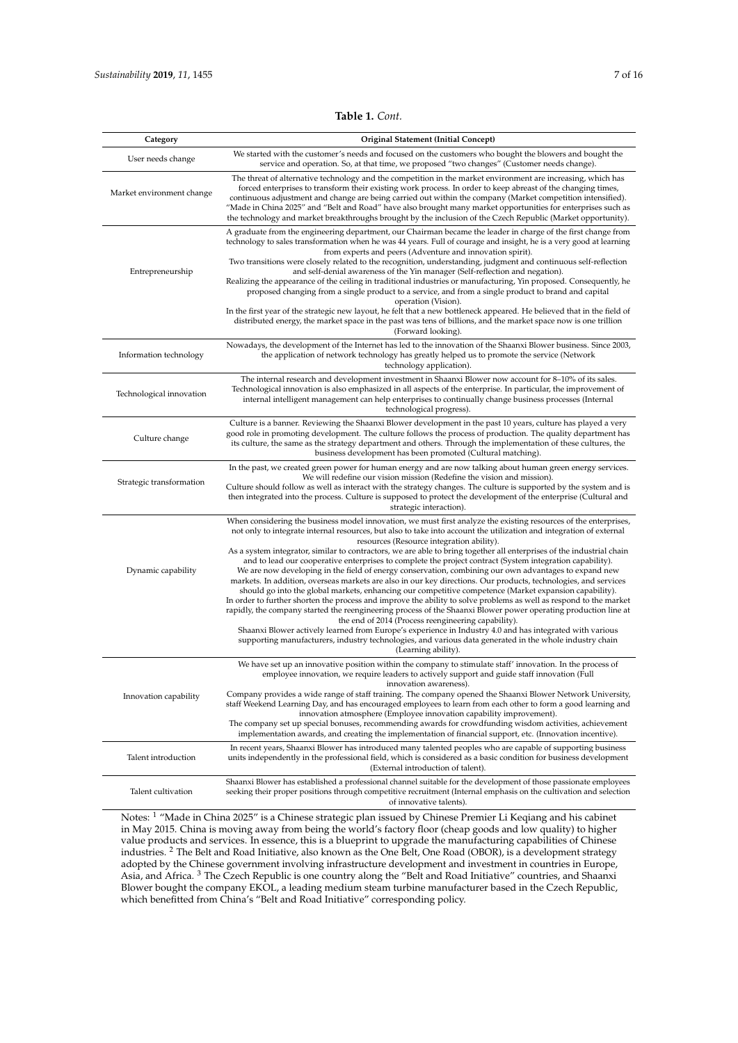**Table 1.** *Cont.*

| Category | Original Statement (Initial Concept) |
|---|---|
| User needs change | We started with the customer's needs and focused on the customers who bought the blowers and bought the service and operation. So, at that time, we proposed "two changes" (Customer needs change). |
| Market environment change | The threat of alternative technology and the competition in the market environment are increasing, which has forced enterprises to transform their existing work process. In order to keep abreast of the changing times, continuous adjustment and change are being carried out within the company (Market competition intensified). "Made in China 2025" and "Belt and Road" have also brought many market opportunities for enterprises such as the technology and market breakthroughs brought by the inclusion of the Czech Republic (Market opportunity). |
| Entrepreneurship | A graduate from the engineering department, our Chairman became the leader in charge of the first change from technology to sales transformation when he was 44 years. Full of courage and insight, he is a very good at learning from experts and peers (Adventure and innovation spirit).<br>Two transitions were closely related to the recognition, understanding, judgment and continuous self-reflection and self-denial awareness of the Yin manager (Self-reflection and negation).<br>Realizing the appearance of the ceiling in traditional industries or manufacturing, Yin proposed. Consequently, he proposed changing from a single product to a service, and from a single product to brand and capital operation (Vision).<br>In the first year of the strategic new layout, he felt that a new bottleneck appeared. He believed that in the field of distributed energy, the market space in the past was tens of billions, and the market space now is one trillion (Forward looking). |
| Information technology | Nowadays, the development of the Internet has led to the innovation of the Shaanxi Blower business. Since 2003, the application of network technology has greatly helped us to promote the service (Network technology application). |
| Technological innovation | The internal research and development investment in Shaanxi Blower now account for 8–10% of its sales. Technological innovation is also emphasized in all aspects of the enterprise. In particular, the improvement of internal intelligent management can help enterprises to continually change business processes (Internal technological progress). |
| Culture change | Culture is a banner. Reviewing the Shaanxi Blower development in the past 10 years, culture has played a very good role in promoting development. The culture follows the process of production. The quality department has its culture, the same as the strategy department and others. Through the implementation of these cultures, the business development has been promoted (Cultural matching). |
| Strategic transformation | In the past, we created green power for human energy and are now talking about human green energy services. We will redefine our vision mission (Redefine the vision and mission).<br>Culture should follow as well as interact with the strategy changes. The culture is supported by the system and is then integrated into the process. Culture is supposed to protect the development of the enterprise (Cultural and strategic interaction). |
| Dynamic capability | When considering the business model innovation, we must first analyze the existing resources of the enterprises, not only to integrate internal resources, but also to take into account the utilization and integration of external resources (Resource integration ability).<br>As a system integrator, similar to contractors, we are able to bring together all enterprises of the industrial chain and to lead our cooperative enterprises to complete the project contract (System integration capability).<br>We are now developing in the field of energy conservation, combining our own advantages to expand new markets. In addition, overseas markets are also in our key directions. Our products, technologies, and services should go into the global markets, enhancing our competitive competence (Market expansion capability).<br>In order to further shorten the process and improve the ability to solve problems as well as respond to the market rapidly, the company started the reengineering process of the Shaanxi Blower power operating production line at the end of 2014 (Process reengineering capability).<br>Shaanxi Blower actively learned from Europe's experience in Industry 4.0 and has integrated with various supporting manufacturers, industry technologies, and various data generated in the whole industry chain (Learning ability). |
| Innovation capability | We have set up an innovative position within the company to stimulate staff' innovation. In the process of employee innovation, we require leaders to actively support and guide staff innovation (Full innovation awareness).<br>Company provides a wide range of staff training. The company opened the Shaanxi Blower Network University, staff Weekend Learning Day, and has encouraged employees to learn from each other to form a good learning and innovation atmosphere (Employee innovation capability improvement).<br>The company set up special bonuses, recommending awards for crowdfunding wisdom activities, achievement implementation awards, and creating the implementation of financial support, etc. (Innovation incentive). |
| Talent introduction | In recent years, Shaanxi Blower has introduced many talented peoples who are capable of supporting business units independently in the professional field, which is considered as a basic condition for business development (External introduction of talent). |
| Talent cultivation | Shaanxi Blower has established a professional channel suitable for the development of those passionate employees seeking their proper positions through competitive recruitment (Internal emphasis on the cultivation and selection of innovative talents). |

Notes: [1] "Made in China 2025" is a Chinese strategic plan issued by Chinese Premier Li Keqiang and his cabinet in May 2015. China is moving away from being the world's factory floor (cheap goods and low quality) to higher value products and services. In essence, this is a blueprint to upgrade the manufacturing capabilities of Chinese industries. [2] The Belt and Road Initiative, also known as the One Belt, One Road (OBOR), is a development strategy adopted by the Chinese government involving infrastructure development and investment in countries in Europe, Asia, and Africa. [3] The Czech Republic is one country along the "Belt and Road Initiative" countries, and Shaanxi Blower bought the company EKOL, a leading medium steam turbine manufacturer based in the Czech Republic, which benefitted from China's "Belt and Road Initiative" corresponding policy.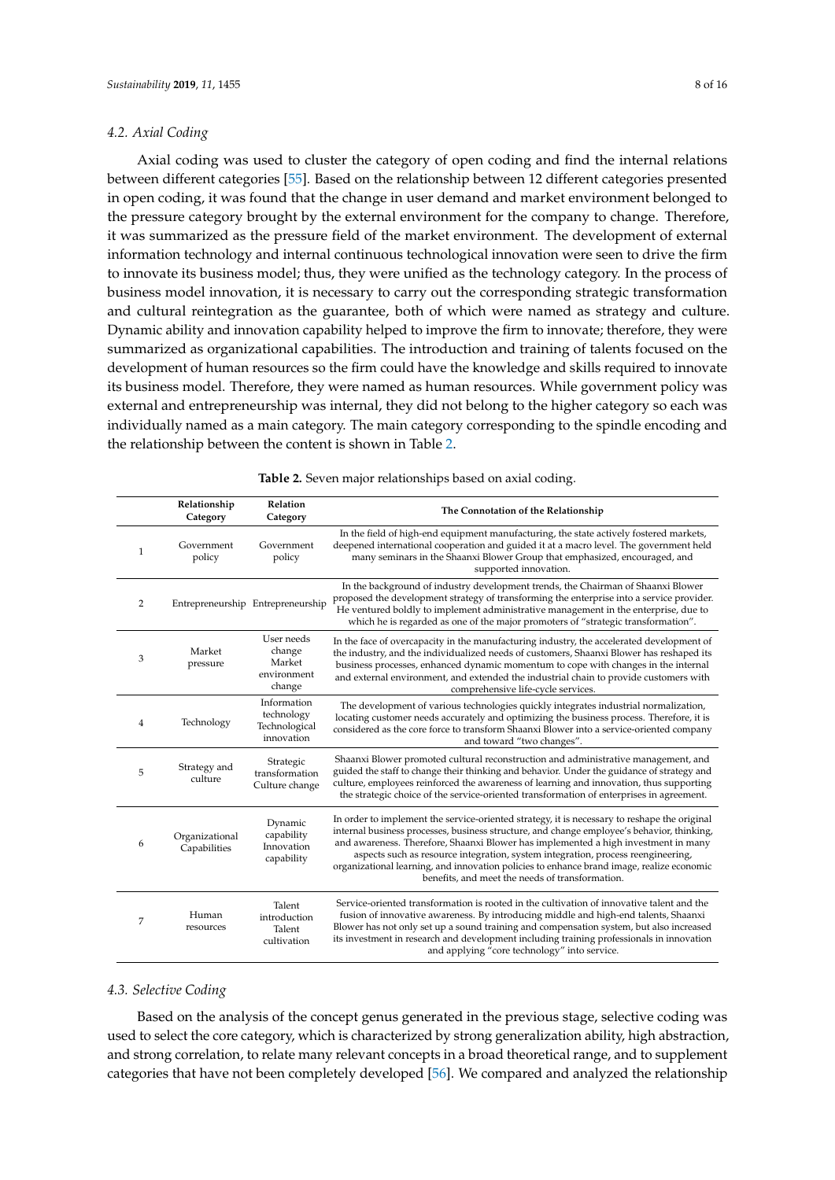### 4.2. Axial Coding

Axial coding was used to cluster the category of open coding and find the internal relations between different categories [55]. Based on the relationship between 12 different categories presented in open coding, it was found that the change in user demand and market environment belonged to the pressure category brought by the external environment for the company to change. Therefore, it was summarized as the pressure field of the market environment. The development of external information technology and internal continuous technological innovation were seen to drive the firm to innovate its business model; thus, they were unified as the technology category. In the process of business model innovation, it is necessary to carry out the corresponding strategic transformation and cultural reintegration as the guarantee, both of which were named as strategy and culture. Dynamic ability and innovation capability helped to improve the firm to innovate; therefore, they were summarized as organizational capabilities. The introduction and training of talents focused on the development of human resources so the firm could have the knowledge and skills required to innovate its business model. Therefore, they were named as human resources. While government policy was external and entrepreneurship was internal, they did not belong to the higher category so each was individually named as a main category. The main category corresponding to the spindle encoding and the relationship between the content is shown in Table 2.

**Table 2.** Seven major relationships based on axial coding.

| | Relationship Category | Relation Category | The Connotation of the Relationship |
|---|---|---|---|
| 1 | Government policy | Government policy | In the field of high-end equipment manufacturing, the state actively fostered markets, deepened international cooperation and guided it at a macro level. The government held many seminars in the Shaanxi Blower Group that emphasized, encouraged, and supported innovation. |
| 2 | Entrepreneurship | Entrepreneurship | In the background of industry development trends, the Chairman of Shaanxi Blower proposed the development strategy of transforming the enterprise into a service provider. He ventured boldly to implement administrative management in the enterprise, due to which he is regarded as one of the major promoters of "strategic transformation". |
| 3 | Market pressure | User needs change<br>Market environment change | In the face of overcapacity in the manufacturing industry, the accelerated development of the industry, and the individualized needs of customers, Shaanxi Blower has reshaped its business processes, enhanced dynamic momentum to cope with changes in the internal and external environment, and extended the industrial chain to provide customers with comprehensive life-cycle services. |
| 4 | Technology | Information technology<br>Technological innovation | The development of various technologies quickly integrates industrial normalization, locating customer needs accurately and optimizing the business process. Therefore, it is considered as the core force to transform Shaanxi Blower into a service-oriented company and toward "two changes". |
| 5 | Strategy and culture | Strategic transformation<br>Culture change | Shaanxi Blower promoted cultural reconstruction and administrative management, and guided the staff to change their thinking and behavior. Under the guidance of strategy and culture, employees reinforced the awareness of learning and innovation, thus supporting the strategic choice of the service-oriented transformation of enterprises in agreement. |
| 6 | Organizational Capabilities | Dynamic capability<br>Innovation capability | In order to implement the service-oriented strategy, it is necessary to reshape the original internal business processes, business structure, and change employee's behavior, thinking, and awareness. Therefore, Shaanxi Blower has implemented a high investment in many aspects such as resource integration, system integration, process reengineering, organizational learning, and innovation policies to enhance brand image, realize economic benefits, and meet the needs of transformation. |
| 7 | Human resources | Talent introduction<br>Talent cultivation | Service-oriented transformation is rooted in the cultivation of innovative talent and the fusion of innovative awareness. By introducing middle and high-end talents, Shaanxi Blower has not only set up a sound training and compensation system, but also increased its investment in research and development including training professionals in innovation and applying "core technology" into service. |

### 4.3. Selective Coding

Based on the analysis of the concept genus generated in the previous stage, selective coding was used to select the core category, which is characterized by strong generalization ability, high abstraction, and strong correlation, to relate many relevant concepts in a broad theoretical range, and to supplement categories that have not been completely developed [56]. We compared and analyzed the relationship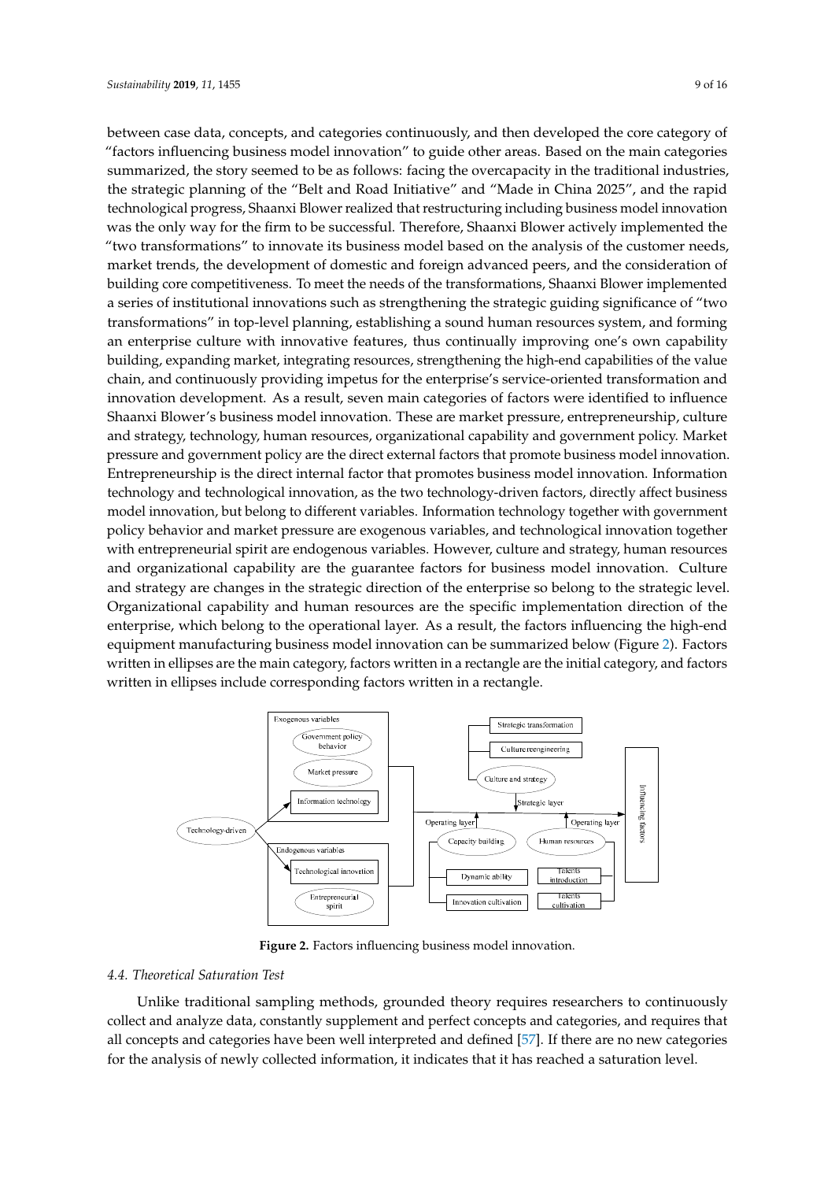between case data, concepts, and categories continuously, and then developed the core category of "factors influencing business model innovation" to guide other areas. Based on the main categories summarized, the story seemed to be as follows: facing the overcapacity in the traditional industries, the strategic planning of the "Belt and Road Initiative" and "Made in China 2025", and the rapid technological progress, Shaanxi Blower realized that restructuring including business model innovation was the only way for the firm to be successful. Therefore, Shaanxi Blower actively implemented the "two transformations" to innovate its business model based on the analysis of the customer needs, market trends, the development of domestic and foreign advanced peers, and the consideration of building core competitiveness. To meet the needs of the transformations, Shaanxi Blower implemented a series of institutional innovations such as strengthening the strategic guiding significance of "two transformations" in top-level planning, establishing a sound human resources system, and forming an enterprise culture with innovative features, thus continually improving one's own capability building, expanding market, integrating resources, strengthening the high-end capabilities of the value chain, and continuously providing impetus for the enterprise's service-oriented transformation and innovation development. As a result, seven main categories of factors were identified to influence Shaanxi Blower's business model innovation. These are market pressure, entrepreneurship, culture and strategy, technology, human resources, organizational capability and government policy. Market pressure and government policy are the direct external factors that promote business model innovation. Entrepreneurship is the direct internal factor that promotes business model innovation. Information technology and technological innovation, as the two technology-driven factors, directly affect business model innovation, but belong to different variables. Information technology together with government policy behavior and market pressure are exogenous variables, and technological innovation together with entrepreneurial spirit are endogenous variables. However, culture and strategy, human resources and organizational capability are the guarantee factors for business model innovation. Culture and strategy are changes in the strategic direction of the enterprise so belong to the strategic level. Organizational capability and human resources are the specific implementation direction of the enterprise, which belong to the operational layer. As a result, the factors influencing the high-end equipment manufacturing business model innovation can be summarized below (Figure 2). Factors written in ellipses are the main category, factors written in a rectangle are the initial category, and factors written in ellipses include corresponding factors written in a rectangle.

**Figure 2.** Factors influencing business model innovation.

### 4.4. Theoretical Saturation Test

Unlike traditional sampling methods, grounded theory requires researchers to continuously collect and analyze data, constantly supplement and perfect concepts and categories, and requires that all concepts and categories have been well interpreted and defined [57]. If there are no new categories for the analysis of newly collected information, it indicates that it has reached a saturation level.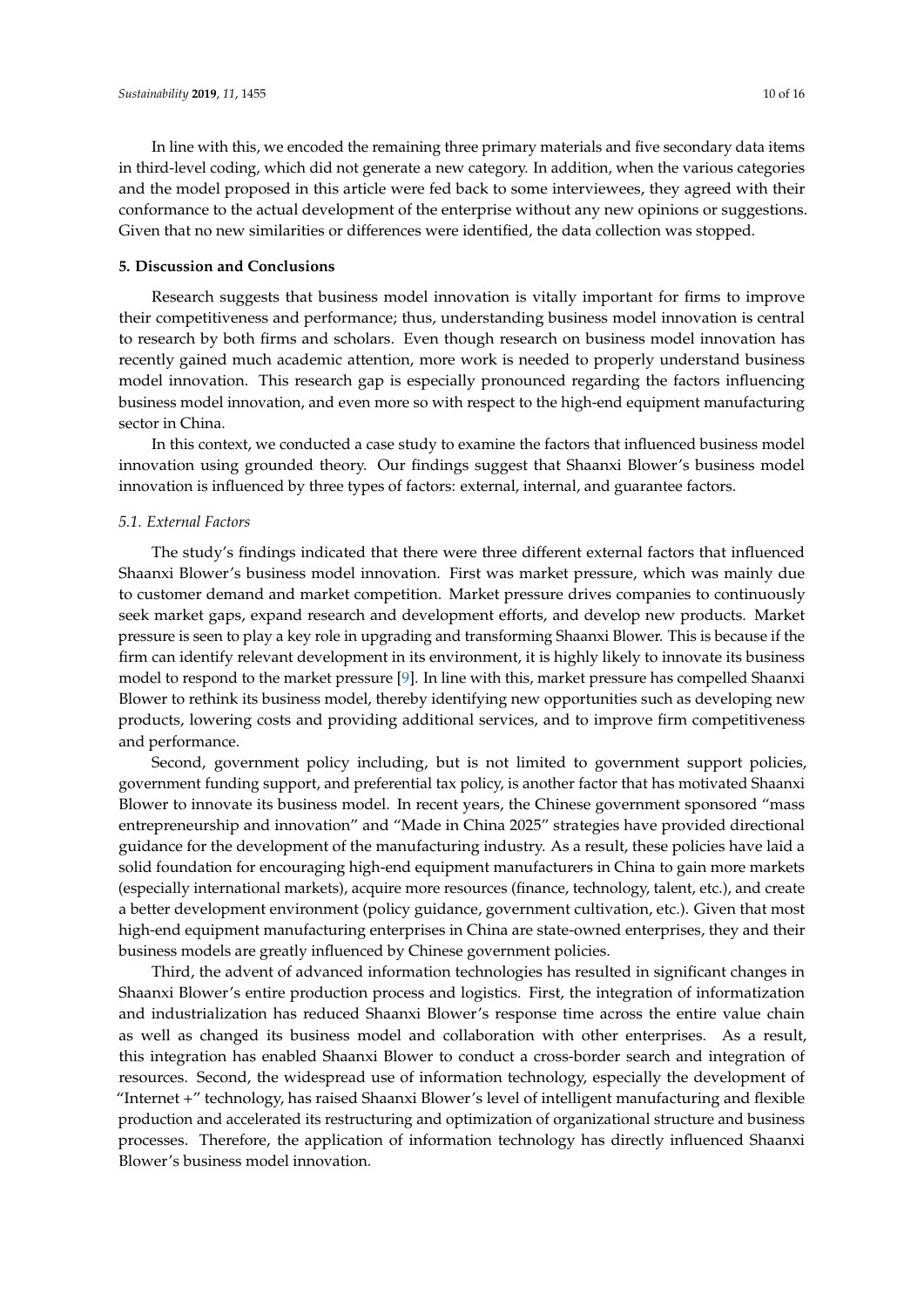In line with this, we encoded the remaining three primary materials and five secondary data items in third-level coding, which did not generate a new category. In addition, when the various categories and the model proposed in this article were fed back to some interviewees, they agreed with their conformance to the actual development of the enterprise without any new opinions or suggestions. Given that no new similarities or differences were identified, the data collection was stopped.

## 5. Discussion and Conclusions

Research suggests that business model innovation is vitally important for firms to improve their competitiveness and performance; thus, understanding business model innovation is central to research by both firms and scholars. Even though research on business model innovation has recently gained much academic attention, more work is needed to properly understand business model innovation. This research gap is especially pronounced regarding the factors influencing business model innovation, and even more so with respect to the high-end equipment manufacturing sector in China.

In this context, we conducted a case study to examine the factors that influenced business model innovation using grounded theory. Our findings suggest that Shaanxi Blower's business model innovation is influenced by three types of factors: external, internal, and guarantee factors.

### *5.1. External Factors*

The study's findings indicated that there were three different external factors that influenced Shaanxi Blower's business model innovation. First was market pressure, which was mainly due to customer demand and market competition. Market pressure drives companies to continuously seek market gaps, expand research and development efforts, and develop new products. Market pressure is seen to play a key role in upgrading and transforming Shaanxi Blower. This is because if the firm can identify relevant development in its environment, it is highly likely to innovate its business model to respond to the market pressure [9]. In line with this, market pressure has compelled Shaanxi Blower to rethink its business model, thereby identifying new opportunities such as developing new products, lowering costs and providing additional services, and to improve firm competitiveness and performance.

Second, government policy including, but is not limited to government support policies, government funding support, and preferential tax policy, is another factor that has motivated Shaanxi Blower to innovate its business model. In recent years, the Chinese government sponsored "mass entrepreneurship and innovation" and "Made in China 2025" strategies have provided directional guidance for the development of the manufacturing industry. As a result, these policies have laid a solid foundation for encouraging high-end equipment manufacturers in China to gain more markets (especially international markets), acquire more resources (finance, technology, talent, etc.), and create a better development environment (policy guidance, government cultivation, etc.). Given that most high-end equipment manufacturing enterprises in China are state-owned enterprises, they and their business models are greatly influenced by Chinese government policies.

Third, the advent of advanced information technologies has resulted in significant changes in Shaanxi Blower's entire production process and logistics. First, the integration of informatization and industrialization has reduced Shaanxi Blower's response time across the entire value chain as well as changed its business model and collaboration with other enterprises. As a result, this integration has enabled Shaanxi Blower to conduct a cross-border search and integration of resources. Second, the widespread use of information technology, especially the development of "Internet +" technology, has raised Shaanxi Blower's level of intelligent manufacturing and flexible production and accelerated its restructuring and optimization of organizational structure and business processes. Therefore, the application of information technology has directly influenced Shaanxi Blower's business model innovation.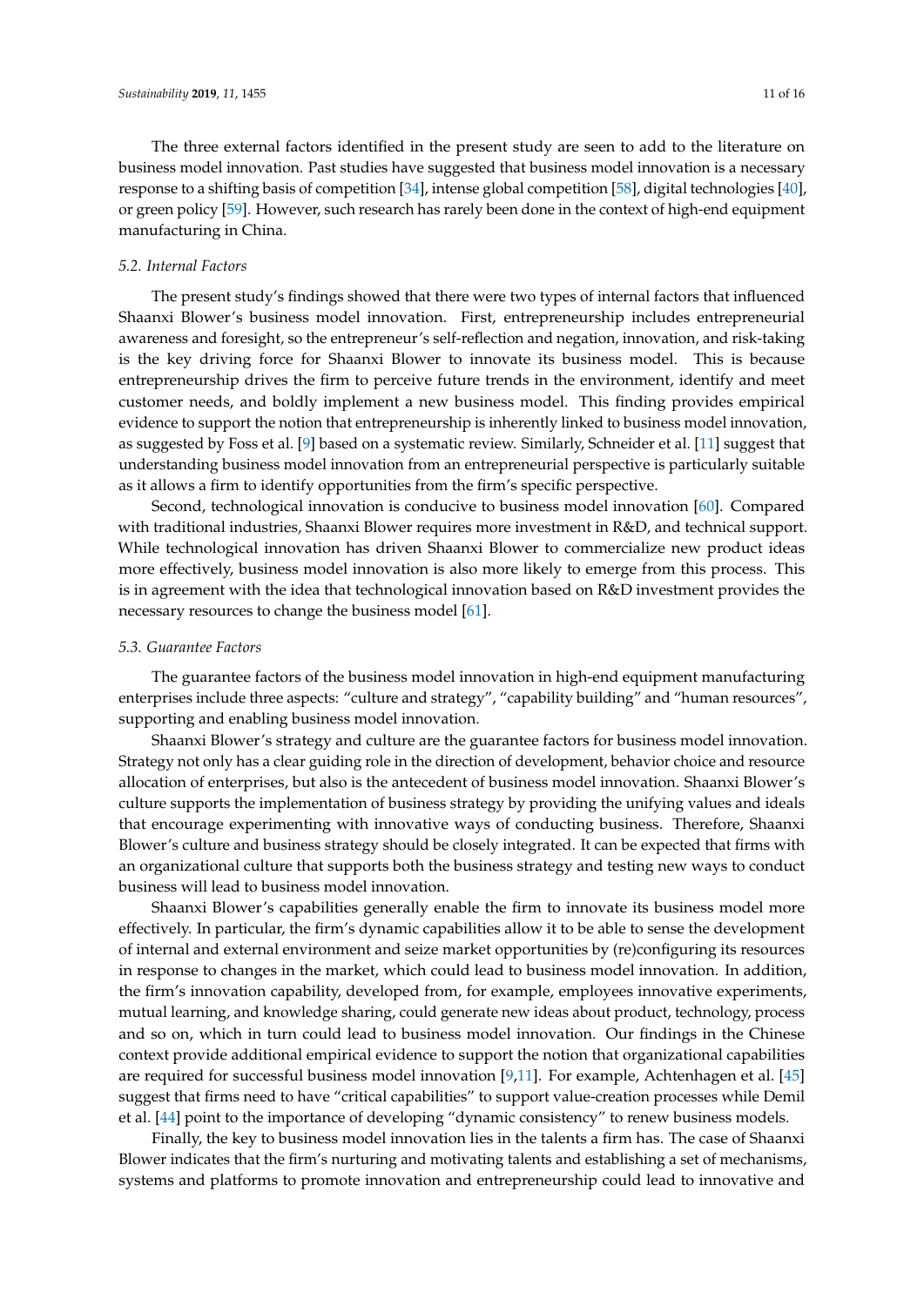The three external factors identified in the present study are seen to add to the literature on business model innovation. Past studies have suggested that business model innovation is a necessary response to a shifting basis of competition [34], intense global competition [58], digital technologies [40], or green policy [59]. However, such research has rarely been done in the context of high-end equipment manufacturing in China.

### 5.2. Internal Factors

The present study's findings showed that there were two types of internal factors that influenced Shaanxi Blower's business model innovation. First, entrepreneurship includes entrepreneurial awareness and foresight, so the entrepreneur's self-reflection and negation, innovation, and risk-taking is the key driving force for Shaanxi Blower to innovate its business model. This is because entrepreneurship drives the firm to perceive future trends in the environment, identify and meet customer needs, and boldly implement a new business model. This finding provides empirical evidence to support the notion that entrepreneurship is inherently linked to business model innovation, as suggested by Foss et al. [9] based on a systematic review. Similarly, Schneider et al. [11] suggest that understanding business model innovation from an entrepreneurial perspective is particularly suitable as it allows a firm to identify opportunities from the firm's specific perspective.

Second, technological innovation is conducive to business model innovation [60]. Compared with traditional industries, Shaanxi Blower requires more investment in R&D, and technical support. While technological innovation has driven Shaanxi Blower to commercialize new product ideas more effectively, business model innovation is also more likely to emerge from this process. This is in agreement with the idea that technological innovation based on R&D investment provides the necessary resources to change the business model [61].

### 5.3. Guarantee Factors

The guarantee factors of the business model innovation in high-end equipment manufacturing enterprises include three aspects: "culture and strategy", "capability building" and "human resources", supporting and enabling business model innovation.

Shaanxi Blower's strategy and culture are the guarantee factors for business model innovation. Strategy not only has a clear guiding role in the direction of development, behavior choice and resource allocation of enterprises, but also is the antecedent of business model innovation. Shaanxi Blower's culture supports the implementation of business strategy by providing the unifying values and ideals that encourage experimenting with innovative ways of conducting business. Therefore, Shaanxi Blower's culture and business strategy should be closely integrated. It can be expected that firms with an organizational culture that supports both the business strategy and testing new ways to conduct business will lead to business model innovation.

Shaanxi Blower's capabilities generally enable the firm to innovate its business model more effectively. In particular, the firm's dynamic capabilities allow it to be able to sense the development of internal and external environment and seize market opportunities by (re)configuring its resources in response to changes in the market, which could lead to business model innovation. In addition, the firm's innovation capability, developed from, for example, employees innovative experiments, mutual learning, and knowledge sharing, could generate new ideas about product, technology, process and so on, which in turn could lead to business model innovation. Our findings in the Chinese context provide additional empirical evidence to support the notion that organizational capabilities are required for successful business model innovation [9,11]. For example, Achtenhagen et al. [45] suggest that firms need to have "critical capabilities" to support value-creation processes while Demil et al. [44] point to the importance of developing "dynamic consistency" to renew business models.

Finally, the key to business model innovation lies in the talents a firm has. The case of Shaanxi Blower indicates that the firm's nurturing and motivating talents and establishing a set of mechanisms, systems and platforms to promote innovation and entrepreneurship could lead to innovative and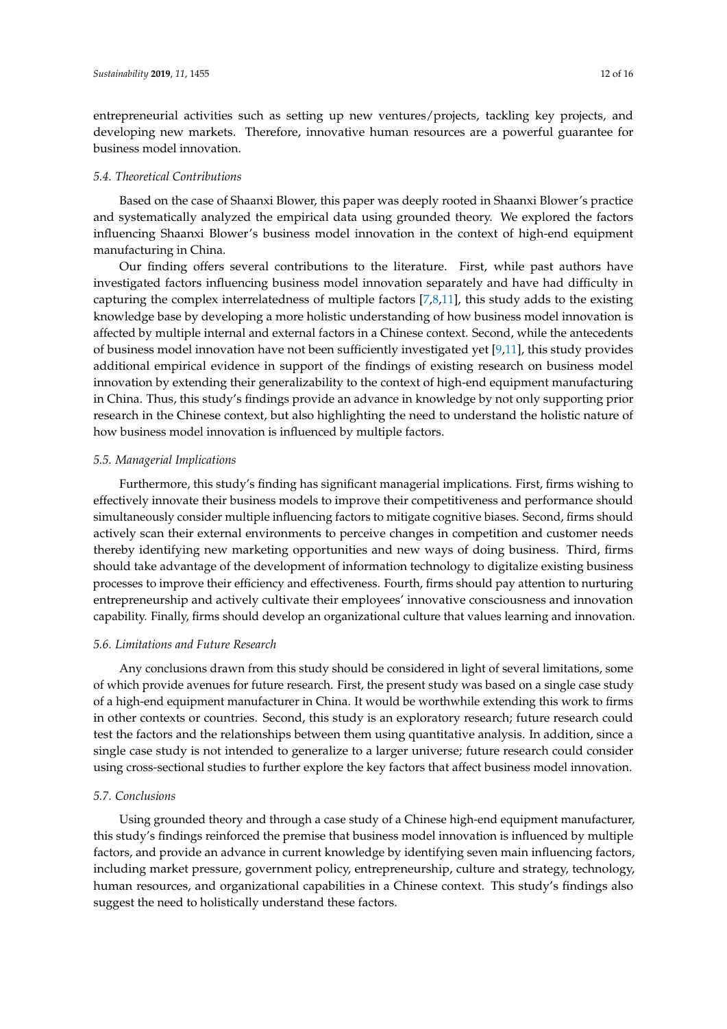entrepreneurial activities such as setting up new ventures/projects, tackling key projects, and developing new markets. Therefore, innovative human resources are a powerful guarantee for business model innovation.

### *5.4. Theoretical Contributions*

Based on the case of Shaanxi Blower, this paper was deeply rooted in Shaanxi Blower's practice and systematically analyzed the empirical data using grounded theory. We explored the factors influencing Shaanxi Blower's business model innovation in the context of high-end equipment manufacturing in China.

Our finding offers several contributions to the literature. First, while past authors have investigated factors influencing business model innovation separately and have had difficulty in capturing the complex interrelatedness of multiple factors [7,8,11], this study adds to the existing knowledge base by developing a more holistic understanding of how business model innovation is affected by multiple internal and external factors in a Chinese context. Second, while the antecedents of business model innovation have not been sufficiently investigated yet [9,11], this study provides additional empirical evidence in support of the findings of existing research on business model innovation by extending their generalizability to the context of high-end equipment manufacturing in China. Thus, this study's findings provide an advance in knowledge by not only supporting prior research in the Chinese context, but also highlighting the need to understand the holistic nature of how business model innovation is influenced by multiple factors.

### *5.5. Managerial Implications*

Furthermore, this study's finding has significant managerial implications. First, firms wishing to effectively innovate their business models to improve their competitiveness and performance should simultaneously consider multiple influencing factors to mitigate cognitive biases. Second, firms should actively scan their external environments to perceive changes in competition and customer needs thereby identifying new marketing opportunities and new ways of doing business. Third, firms should take advantage of the development of information technology to digitalize existing business processes to improve their efficiency and effectiveness. Fourth, firms should pay attention to nurturing entrepreneurship and actively cultivate their employees' innovative consciousness and innovation capability. Finally, firms should develop an organizational culture that values learning and innovation.

### *5.6. Limitations and Future Research*

Any conclusions drawn from this study should be considered in light of several limitations, some of which provide avenues for future research. First, the present study was based on a single case study of a high-end equipment manufacturer in China. It would be worthwhile extending this work to firms in other contexts or countries. Second, this study is an exploratory research; future research could test the factors and the relationships between them using quantitative analysis. In addition, since a single case study is not intended to generalize to a larger universe; future research could consider using cross-sectional studies to further explore the key factors that affect business model innovation.

### *5.7. Conclusions*

Using grounded theory and through a case study of a Chinese high-end equipment manufacturer, this study's findings reinforced the premise that business model innovation is influenced by multiple factors, and provide an advance in current knowledge by identifying seven main influencing factors, including market pressure, government policy, entrepreneurship, culture and strategy, technology, human resources, and organizational capabilities in a Chinese context. This study's findings also suggest the need to holistically understand these factors.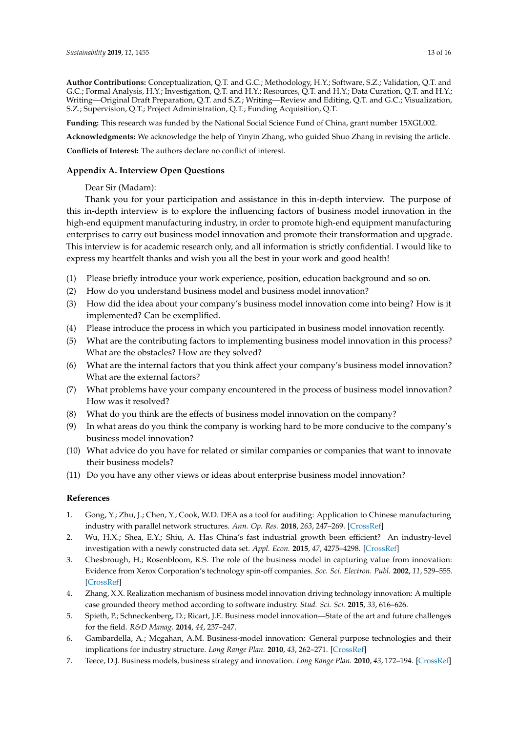**Author Contributions:** Conceptualization, Q.T. and G.C.; Methodology, H.Y.; Software, S.Z.; Validation, Q.T. and G.C.; Formal Analysis, H.Y.; Investigation, Q.T. and H.Y.; Resources, Q.T. and H.Y.; Data Curation, Q.T. and H.Y.; Writing—Original Draft Preparation, Q.T. and S.Z.; Writing—Review and Editing, Q.T. and G.C.; Visualization, S.Z.; Supervision, Q.T.; Project Administration, Q.T.; Funding Acquisition, Q.T.

**Funding:** This research was funded by the National Social Science Fund of China, grant number 15XGL002.

**Acknowledgments:** We acknowledge the help of Yinyin Zhang, who guided Shuo Zhang in revising the article.

**Conflicts of Interest:** The authors declare no conflict of interest.

## Appendix A. Interview Open Questions

Dear Sir (Madam):

Thank you for your participation and assistance in this in-depth interview. The purpose of this in-depth interview is to explore the influencing factors of business model innovation in the high-end equipment manufacturing industry, in order to promote high-end equipment manufacturing enterprises to carry out business model innovation and promote their transformation and upgrade. This interview is for academic research only, and all information is strictly confidential. I would like to express my heartfelt thanks and wish you all the best in your work and good health!

(1) Please briefly introduce your work experience, position, education background and so on.
(2) How do you understand business model and business model innovation?
(3) How did the idea about your company's business model innovation come into being? How is it implemented? Can be exemplified.
(4) Please introduce the process in which you participated in business model innovation recently.
(5) What are the contributing factors to implementing business model innovation in this process? What are the obstacles? How are they solved?
(6) What are the internal factors that you think affect your company's business model innovation? What are the external factors?
(7) What problems have your company encountered in the process of business model innovation? How was it resolved?
(8) What do you think are the effects of business model innovation on the company?
(9) In what areas do you think the company is working hard to be more conducive to the company's business model innovation?
(10) What advice do you have for related or similar companies or companies that want to innovate their business models?
(11) Do you have any other views or ideas about enterprise business model innovation?

## References

1. Gong, Y.; Zhu, J.; Chen, Y.; Cook, W.D. DEA as a tool for auditing: Application to Chinese manufacturing industry with parallel network structures. *Ann. Op. Res.* **2018**, *263*, 247–269. [CrossRef]
2. Wu, H.X.; Shea, E.Y.; Shiu, A. Has China's fast industrial growth been efficient? An industry-level investigation with a newly constructed data set. *Appl. Econ.* **2015**, *47*, 4275–4298. [CrossRef]
3. Chesbrough, H.; Rosenbloom, R.S. The role of the business model in capturing value from innovation: Evidence from Xerox Corporation's technology spin-off companies. *Soc. Sci. Electron. Publ.* **2002**, *11*, 529–555. [CrossRef]
4. Zhang, X.X. Realization mechanism of business model innovation driving technology innovation: A multiple case grounded theory method according to software industry. *Stud. Sci. Sci.* **2015**, *33*, 616–626.
5. Spieth, P.; Schneckenberg, D.; Ricart, J.E. Business model innovation—State of the art and future challenges for the field. *R&D Manag.* **2014**, *44*, 237–247.
6. Gambardella, A.; Mcgahan, A.M. Business-model innovation: General purpose technologies and their implications for industry structure. *Long Range Plan.* **2010**, *43*, 262–271. [CrossRef]
7. Teece, D.J. Business models, business strategy and innovation. *Long Range Plan.* **2010**, *43*, 172–194. [CrossRef]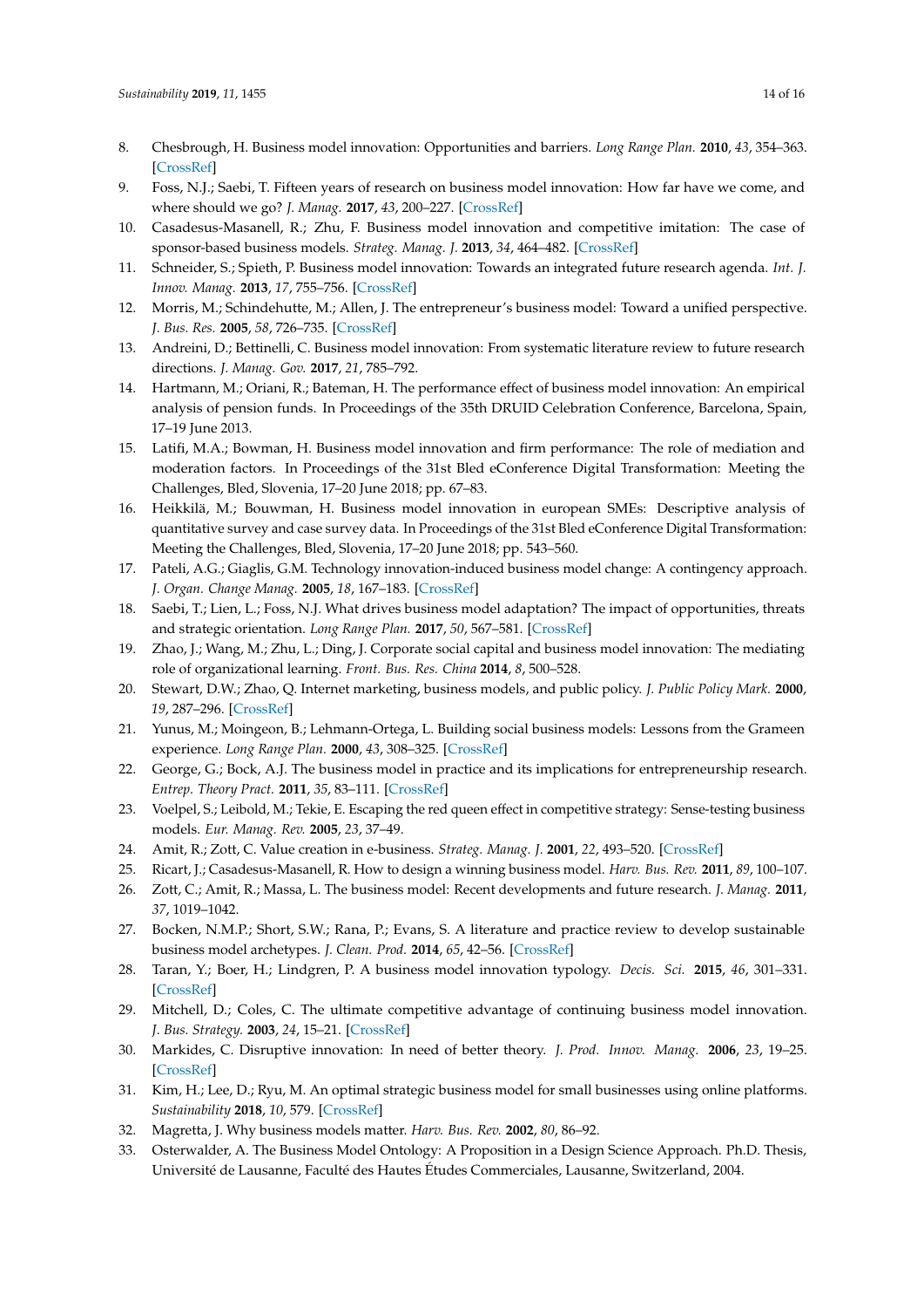8. Chesbrough, H. Business model innovation: Opportunities and barriers. *Long Range Plan.* **2010**, *43*, 354–363. [CrossRef]
9. Foss, N.J.; Saebi, T. Fifteen years of research on business model innovation: How far have we come, and where should we go? *J. Manag.* **2017**, *43*, 200–227. [CrossRef]
10. Casadesus-Masanell, R.; Zhu, F. Business model innovation and competitive imitation: The case of sponsor-based business models. *Strateg. Manag. J.* **2013**, *34*, 464–482. [CrossRef]
11. Schneider, S.; Spieth, P. Business model innovation: Towards an integrated future research agenda. *Int. J. Innov. Manag.* **2013**, *17*, 755–756. [CrossRef]
12. Morris, M.; Schindehutte, M.; Allen, J. The entrepreneur's business model: Toward a unified perspective. *J. Bus. Res.* **2005**, *58*, 726–735. [CrossRef]
13. Andreini, D.; Bettinelli, C. Business model innovation: From systematic literature review to future research directions. *J. Manag. Gov.* **2017**, *21*, 785–792.
14. Hartmann, M.; Oriani, R.; Bateman, H. The performance effect of business model innovation: An empirical analysis of pension funds. In Proceedings of the 35th DRUID Celebration Conference, Barcelona, Spain, 17–19 June 2013.
15. Latifi, M.A.; Bowman, H. Business model innovation and firm performance: The role of mediation and moderation factors. In Proceedings of the 31st Bled eConference Digital Transformation: Meeting the Challenges, Bled, Slovenia, 17–20 June 2018; pp. 67–83.
16. Heikkilä, M.; Bouwman, H. Business model innovation in european SMEs: Descriptive analysis of quantitative survey and case survey data. In Proceedings of the 31st Bled eConference Digital Transformation: Meeting the Challenges, Bled, Slovenia, 17–20 June 2018; pp. 543–560.
17. Pateli, A.G.; Giaglis, G.M. Technology innovation-induced business model change: A contingency approach. *J. Organ. Change Manag.* **2005**, *18*, 167–183. [CrossRef]
18. Saebi, T.; Lien, L.; Foss, N.J. What drives business model adaptation? The impact of opportunities, threats and strategic orientation. *Long Range Plan.* **2017**, *50*, 567–581. [CrossRef]
19. Zhao, J.; Wang, M.; Zhu, L.; Ding, J. Corporate social capital and business model innovation: The mediating role of organizational learning. *Front. Bus. Res. China* **2014**, *8*, 500–528.
20. Stewart, D.W.; Zhao, Q. Internet marketing, business models, and public policy. *J. Public Policy Mark.* **2000**, *19*, 287–296. [CrossRef]
21. Yunus, M.; Moingeon, B.; Lehmann-Ortega, L. Building social business models: Lessons from the Grameen experience. *Long Range Plan.* **2000**, *43*, 308–325. [CrossRef]
22. George, G.; Bock, A.J. The business model in practice and its implications for entrepreneurship research. *Entrep. Theory Pract.* **2011**, *35*, 83–111. [CrossRef]
23. Voelpel, S.; Leibold, M.; Tekie, E. Escaping the red queen effect in competitive strategy: Sense-testing business models. *Eur. Manag. Rev.* **2005**, *23*, 37–49.
24. Amit, R.; Zott, C. Value creation in e-business. *Strateg. Manag. J.* **2001**, *22*, 493–520. [CrossRef]
25. Ricart, J.; Casadesus-Masanell, R. How to design a winning business model. *Harv. Bus. Rev.* **2011**, *89*, 100–107.
26. Zott, C.; Amit, R.; Massa, L. The business model: Recent developments and future research. *J. Manag.* **2011**, *37*, 1019–1042.
27. Bocken, N.M.P.; Short, S.W.; Rana, P.; Evans, S. A literature and practice review to develop sustainable business model archetypes. *J. Clean. Prod.* **2014**, *65*, 42–56. [CrossRef]
28. Taran, Y.; Boer, H.; Lindgren, P. A business model innovation typology. *Decis. Sci.* **2015**, *46*, 301–331. [CrossRef]
29. Mitchell, D.; Coles, C. The ultimate competitive advantage of continuing business model innovation. *J. Bus. Strategy.* **2003**, *24*, 15–21. [CrossRef]
30. Markides, C. Disruptive innovation: In need of better theory. *J. Prod. Innov. Manag.* **2006**, *23*, 19–25. [CrossRef]
31. Kim, H.; Lee, D.; Ryu, M. An optimal strategic business model for small businesses using online platforms. *Sustainability* **2018**, *10*, 579. [CrossRef]
32. Magretta, J. Why business models matter. *Harv. Bus. Rev.* **2002**, *80*, 86–92.
33. Osterwalder, A. The Business Model Ontology: A Proposition in a Design Science Approach. Ph.D. Thesis, Université de Lausanne, Faculté des Hautes Études Commerciales, Lausanne, Switzerland, 2004.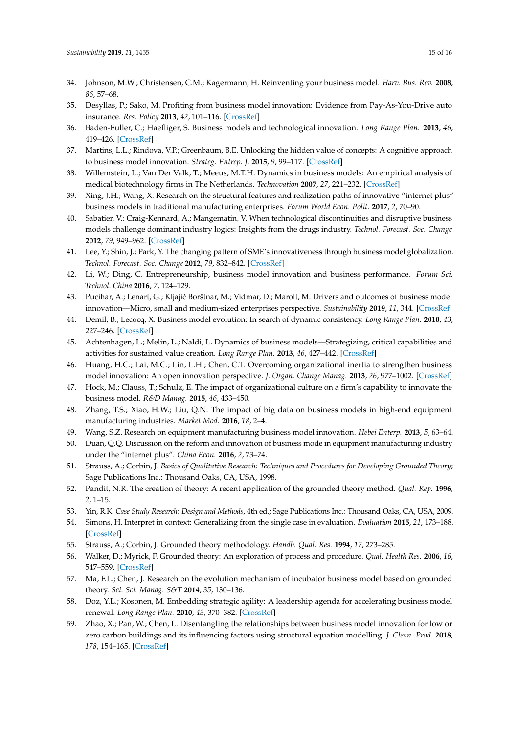34. Johnson, M.W.; Christensen, C.M.; Kagermann, H. Reinventing your business model. *Harv. Bus. Rev.* **2008**, *86*, 57–68.
35. Desyllas, P.; Sako, M. Profiting from business model innovation: Evidence from Pay-As-You-Drive auto insurance. *Res. Policy* **2013**, *42*, 101–116. [CrossRef]
36. Baden-Fuller, C.; Haefliger, S. Business models and technological innovation. *Long Range Plan.* **2013**, *46*, 419–426. [CrossRef]
37. Martins, L.L.; Rindova, V.P.; Greenbaum, B.E. Unlocking the hidden value of concepts: A cognitive approach to business model innovation. *Strateg. Entrep. J.* **2015**, *9*, 99–117. [CrossRef]
38. Willemstein, L.; Van Der Valk, T.; Meeus, M.T.H. Dynamics in business models: An empirical analysis of medical biotechnology firms in The Netherlands. *Technovation* **2007**, *27*, 221–232. [CrossRef]
39. Xing, J.H.; Wang, X. Research on the structural features and realization paths of innovative "internet plus" business models in traditional manufacturing enterprises. *Forum World Econ. Polit.* **2017**, *2*, 70–90.
40. Sabatier, V.; Craig-Kennard, A.; Mangematin, V. When technological discontinuities and disruptive business models challenge dominant industry logics: Insights from the drugs industry. *Technol. Forecast. Soc. Change* **2012**, *79*, 949–962. [CrossRef]
41. Lee, Y.; Shin, J.; Park, Y. The changing pattern of SME's innovativeness through business model globalization. *Technol. Forecast. Soc. Change* **2012**, *79*, 832–842. [CrossRef]
42. Li, W.; Ding, C. Entrepreneurship, business model innovation and business performance. *Forum Sci. Technol. China* **2016**, *7*, 124–129.
43. Pucihar, A.; Lenart, G.; Kljajić Borštnar, M.; Vidmar, D.; Marolt, M. Drivers and outcomes of business model innovation—Micro, small and medium-sized enterprises perspective. *Sustainability* **2019**, *11*, 344. [CrossRef]
44. Demil, B.; Lecocq, X. Business model evolution: In search of dynamic consistency. *Long Range Plan.* **2010**, *43*, 227–246. [CrossRef]
45. Achtenhagen, L.; Melin, L.; Naldi, L. Dynamics of business models—Strategizing, critical capabilities and activities for sustained value creation. *Long Range Plan.* **2013**, *46*, 427–442. [CrossRef]
46. Huang, H.C.; Lai, M.C.; Lin, L.H.; Chen, C.T. Overcoming organizational inertia to strengthen business model innovation: An open innovation perspective. *J. Organ. Change Manag.* **2013**, *26*, 977–1002. [CrossRef]
47. Hock, M.; Clauss, T.; Schulz, E. The impact of organizational culture on a firm's capability to innovate the business model. *R&D Manag.* **2015**, *46*, 433–450.
48. Zhang, T.S.; Xiao, H.W.; Liu, Q.N. The impact of big data on business models in high-end equipment manufacturing industries. *Market Mod.* **2016**, *18*, 2–4.
49. Wang, S.Z. Research on equipment manufacturing business model innovation. *Hebei Enterp.* **2013**, *5*, 63–64.
50. Duan, Q.Q. Discussion on the reform and innovation of business mode in equipment manufacturing industry under the "internet plus". *China Econ.* **2016**, *2*, 73–74.
51. Strauss, A.; Corbin, J. *Basics of Qualitative Research: Techniques and Procedures for Developing Grounded Theory*; Sage Publications Inc.: Thousand Oaks, CA, USA, 1998.
52. Pandit, N.R. The creation of theory: A recent application of the grounded theory method. *Qual. Rep.* **1996**, *2*, 1–15.
53. Yin, R.K. *Case Study Research: Design and Methods*, 4th ed.; Sage Publications Inc.: Thousand Oaks, CA, USA, 2009.
54. Simons, H. Interpret in context: Generalizing from the single case in evaluation. *Evaluation* **2015**, *21*, 173–188. [CrossRef]
55. Strauss, A.; Corbin, J. Grounded theory methodology. *Handb. Qual. Res.* **1994**, *17*, 273–285.
56. Walker, D.; Myrick, F. Grounded theory: An exploration of process and procedure. *Qual. Health Res.* **2006**, *16*, 547–559. [CrossRef]
57. Ma, F.L.; Chen, J. Research on the evolution mechanism of incubator business model based on grounded theory. *Sci. Sci. Manag. S&T* **2014**, *35*, 130–136.
58. Doz, Y.L.; Kosonen, M. Embedding strategic agility: A leadership agenda for accelerating business model renewal. *Long Range Plan.* **2010**, *43*, 370–382. [CrossRef]
59. Zhao, X.; Pan, W.; Chen, L. Disentangling the relationships between business model innovation for low or zero carbon buildings and its influencing factors using structural equation modelling. *J. Clean. Prod.* **2018**, *178*, 154–165. [CrossRef]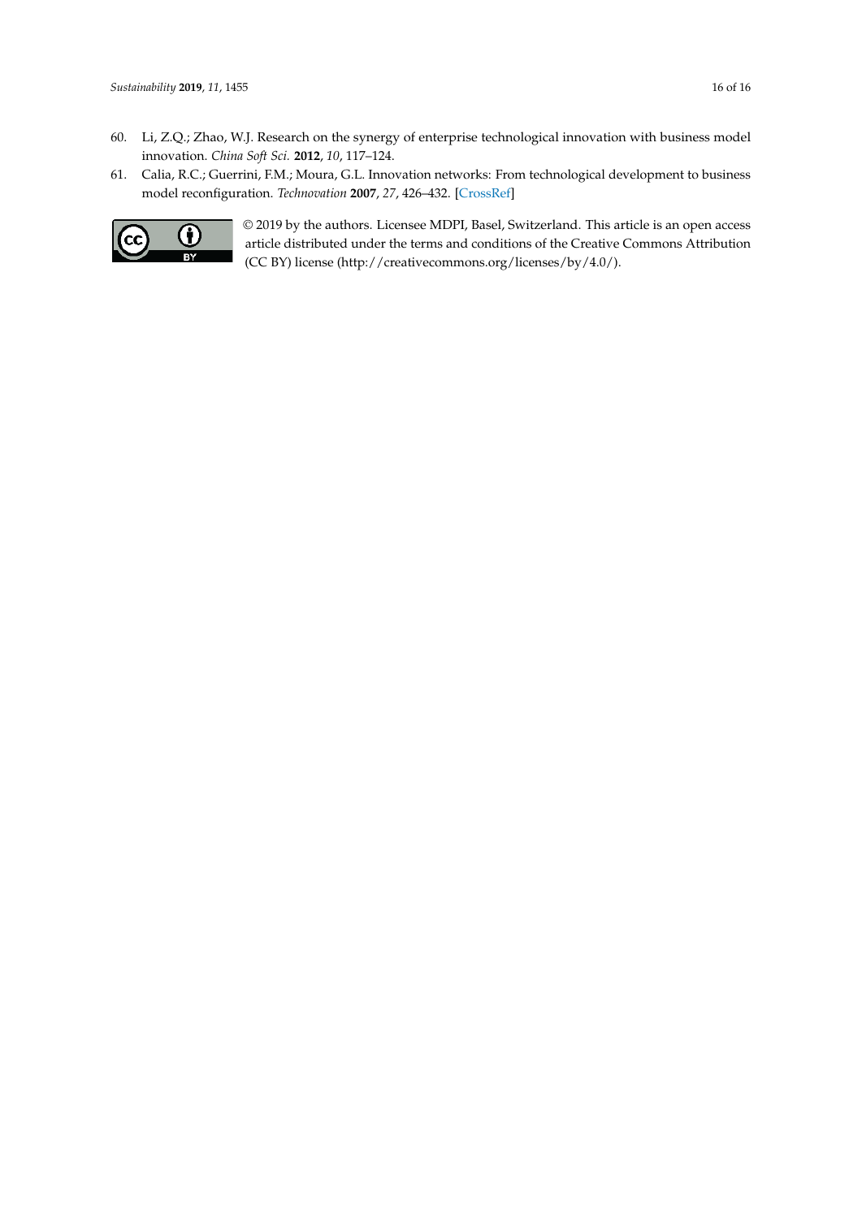60. Li, Z.Q.; Zhao, W.J. Research on the synergy of enterprise technological innovation with business model innovation. *China Soft Sci.* **2012**, *10*, 117–124.
61. Calia, R.C.; Guerrini, F.M.; Moura, G.L. Innovation networks: From technological development to business model reconfiguration. *Technovation* **2007**, *27*, 426–432. [CrossRef]

© 2019 by the authors. Licensee MDPI, Basel, Switzerland. This article is an open access article distributed under the terms and conditions of the Creative Commons Attribution (CC BY) license (http://creativecommons.org/licenses/by/4.0/).